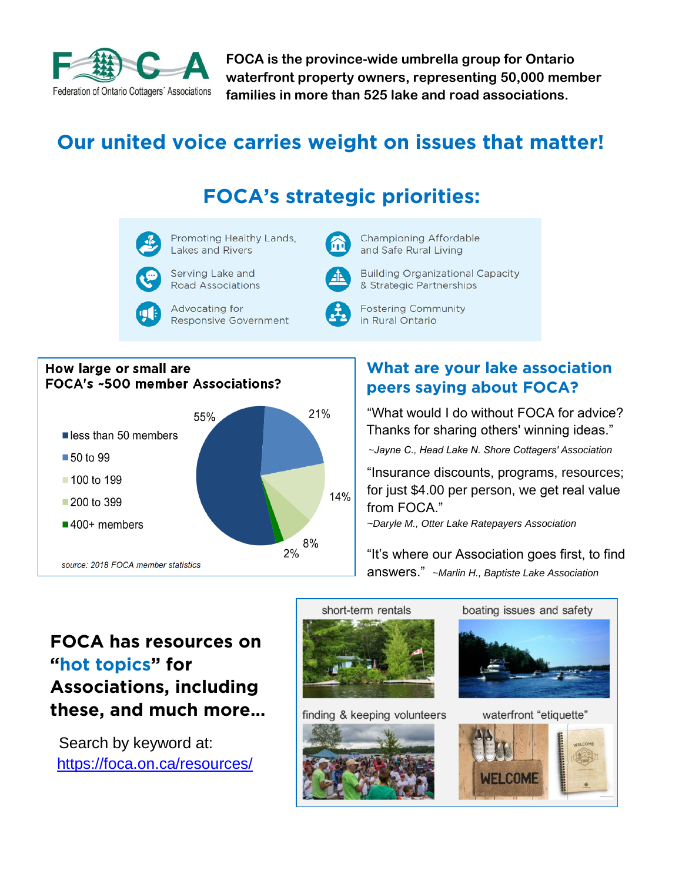FOCA — Federation of Ontario Cottagers' Associations

**FOCA is the province-wide umbrella group for Ontario waterfront property owners, representing 50,000 member families in more than 525 lake and road associations.**

## Our united voice carries weight on issues that matter!

## FOCA's strategic priorities:

- Promoting Healthy Lands, Lakes and Rivers
- Serving Lake and Road Associations
- Advocating for Responsive Government
- Championing Affordable and Safe Rural Living
- Building Organizational Capacity & Strategic Partnerships
- Fostering Community in Rural Ontario

### How large or small are FOCA's ~500 member Associations?

less than 50 members
50 to 99
100 to 199
200 to 399
400+ members

55%
21%
14%
8%
2%

source: 2018 FOCA member statistics

### What are your lake association peers saying about FOCA?

"What would I do without FOCA for advice? Thanks for sharing others' winning ideas."
*~Jayne C., Head Lake N. Shore Cottagers' Association*

"Insurance discounts, programs, resources; for just $4.00 per person, we get real value from FOCA."
*~Daryle M., Otter Lake Ratepayers Association*

"It's where our Association goes first, to find answers." *~Marlin H., Baptiste Lake Association*

### FOCA has resources on "hot topics" for Associations, including these, and much more...

Search by keyword at:
https://foca.on.ca/resources/

short-term rentals

boating issues and safety

finding & keeping volunteers

waterfront "etiquette"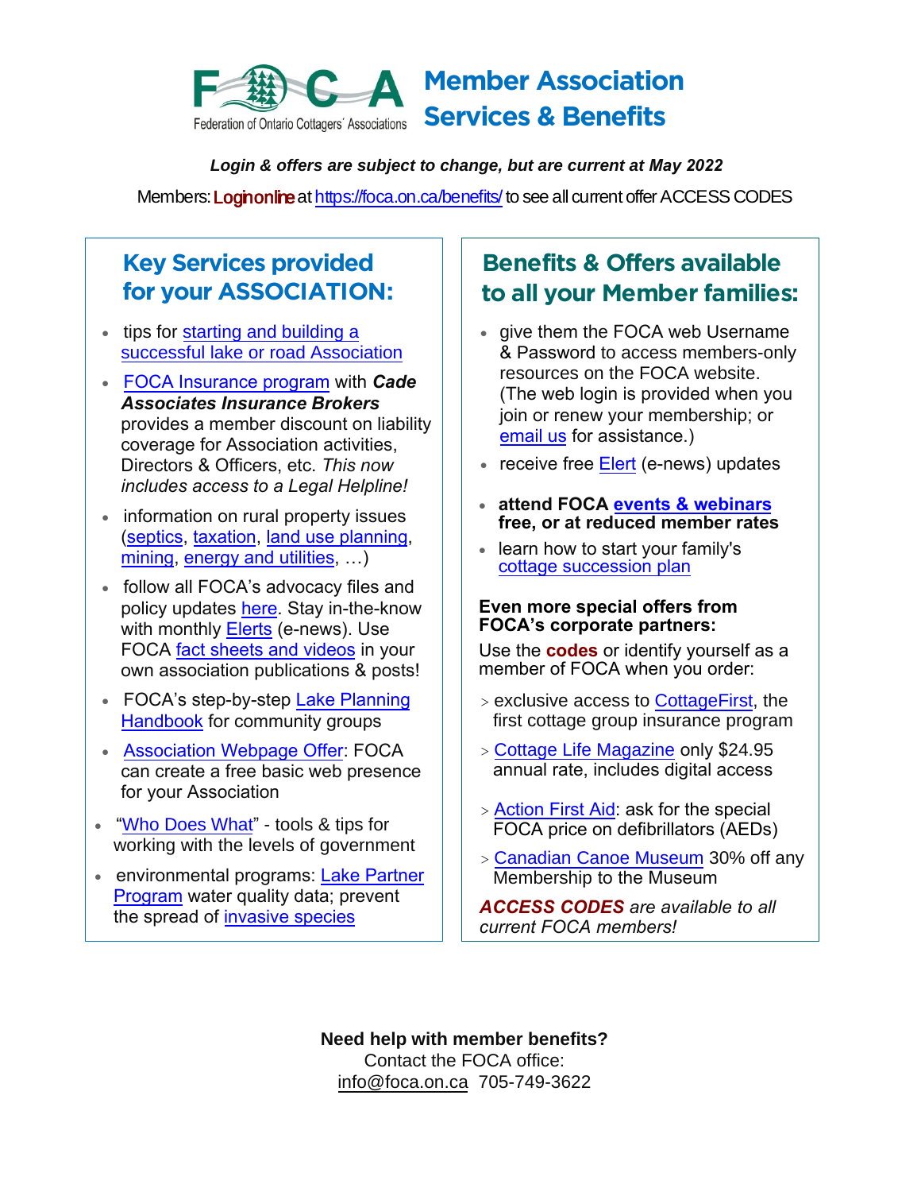# FOCA Member Association Services & Benefits

Federation of Ontario Cottagers' Associations

***Login & offers are subject to change, but are current at May 2022***

Members: **Login online** at https://foca.on.ca/benefits/ to see all current offer ACCESS CODES

## Key Services provided for your ASSOCIATION:

- tips for starting and building a successful lake or road Association
- FOCA Insurance program with ***Cade Associates Insurance Brokers*** provides a member discount on liability coverage for Association activities, Directors & Officers, etc. *This now includes access to a Legal Helpline!*
- information on rural property issues (septics, taxation, land use planning, mining, energy and utilities, …)
- follow all FOCA's advocacy files and policy updates here. Stay in-the-know with monthly Elerts (e-news). Use FOCA fact sheets and videos in your own association publications & posts!
- FOCA's step-by-step Lake Planning Handbook for community groups
- Association Webpage Offer: FOCA can create a free basic web presence for your Association
- "Who Does What" - tools & tips for working with the levels of government
- environmental programs: Lake Partner Program water quality data; prevent the spread of invasive species

## Benefits & Offers available to all your Member families:

- give them the FOCA web Username & Password to access members-only resources on the FOCA website. (The web login is provided when you join or renew your membership; or email us for assistance.)
- receive free Elert (e-news) updates
- **attend FOCA events & webinars free, or at reduced member rates**
- learn how to start your family's cottage succession plan

**Even more special offers from FOCA's corporate partners:**

Use the **codes** or identify yourself as a member of FOCA when you order:

> exclusive access to CottageFirst, the first cottage group insurance program

> Cottage Life Magazine only $24.95 annual rate, includes digital access

> Action First Aid: ask for the special FOCA price on defibrillators (AEDs)

> Canadian Canoe Museum 30% off any Membership to the Museum

***ACCESS CODES** are available to all current FOCA members!*

**Need help with member benefits?**
Contact the FOCA office:
info@foca.on.ca 705-749-3622